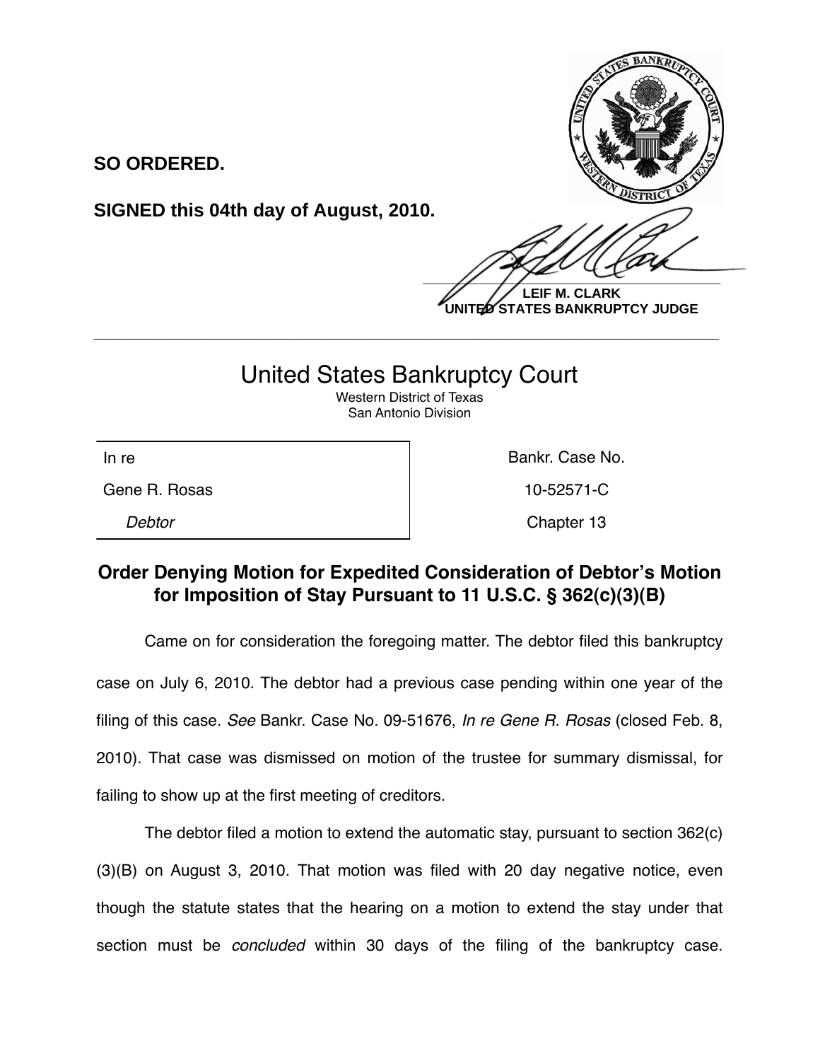**SO ORDERED.**

**SIGNED this 04th day of August, 2010.**

**LEIF M. CLARK**
**UNITED STATES BANKRUPTCY JUDGE**

---

# United States Bankruptcy Court

Western District of Texas
San Antonio Division

| | |
|---|---|
| In re | Bankr. Case No. |
| Gene R. Rosas | 10-52571-C |
| *Debtor* | Chapter 13 |

## Order Denying Motion for Expedited Consideration of Debtor's Motion for Imposition of Stay Pursuant to 11 U.S.C. § 362(c)(3)(B)

Came on for consideration the foregoing matter. The debtor filed this bankruptcy case on July 6, 2010. The debtor had a previous case pending within one year of the filing of this case. *See* Bankr. Case No. 09-51676, *In re Gene R. Rosas* (closed Feb. 8, 2010). That case was dismissed on motion of the trustee for summary dismissal, for failing to show up at the first meeting of creditors.

The debtor filed a motion to extend the automatic stay, pursuant to section 362(c)(3)(B) on August 3, 2010. That motion was filed with 20 day negative notice, even though the statute states that the hearing on a motion to extend the stay under that section must be *concluded* within 30 days of the filing of the bankruptcy case.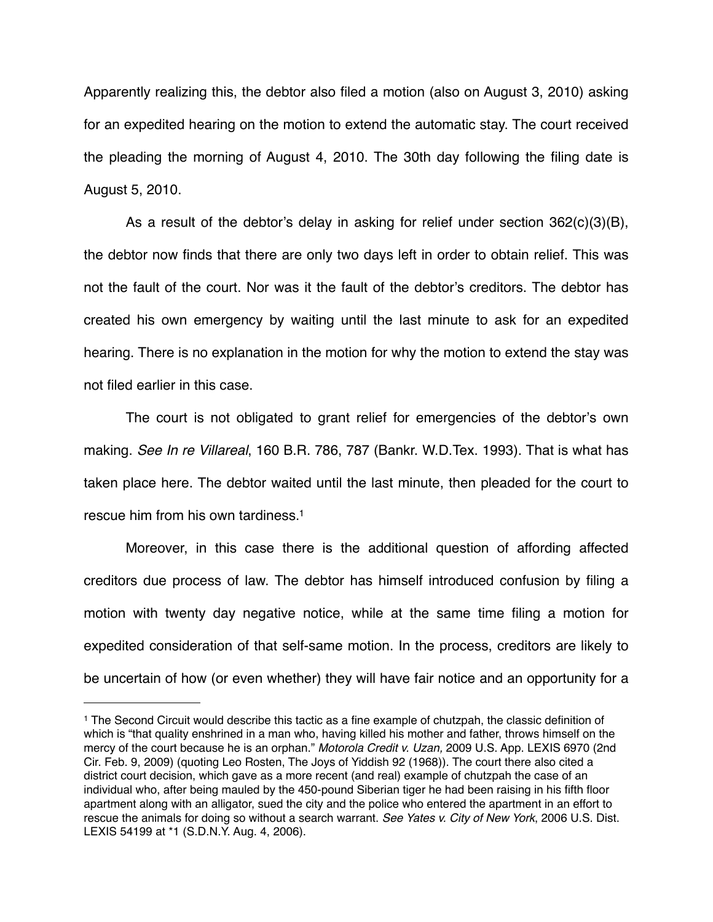Apparently realizing this, the debtor also filed a motion (also on August 3, 2010) asking for an expedited hearing on the motion to extend the automatic stay. The court received the pleading the morning of August 4, 2010. The 30th day following the filing date is August 5, 2010.

As a result of the debtor's delay in asking for relief under section 362(c)(3)(B), the debtor now finds that there are only two days left in order to obtain relief. This was not the fault of the court. Nor was it the fault of the debtor's creditors. The debtor has created his own emergency by waiting until the last minute to ask for an expedited hearing. There is no explanation in the motion for why the motion to extend the stay was not filed earlier in this case.

The court is not obligated to grant relief for emergencies of the debtor's own making. *See In re Villareal*, 160 B.R. 786, 787 (Bankr. W.D.Tex. 1993). That is what has taken place here. The debtor waited until the last minute, then pleaded for the court to rescue him from his own tardiness.[1]

Moreover, in this case there is the additional question of affording affected creditors due process of law. The debtor has himself introduced confusion by filing a motion with twenty day negative notice, while at the same time filing a motion for expedited consideration of that self-same motion. In the process, creditors are likely to be uncertain of how (or even whether) they will have fair notice and an opportunity for a

---

[1] The Second Circuit would describe this tactic as a fine example of chutzpah, the classic definition of which is "that quality enshrined in a man who, having killed his mother and father, throws himself on the mercy of the court because he is an orphan." *Motorola Credit v. Uzan,* 2009 U.S. App. LEXIS 6970 (2nd Cir. Feb. 9, 2009) (quoting Leo Rosten, The Joys of Yiddish 92 (1968)). The court there also cited a district court decision, which gave as a more recent (and real) example of chutzpah the case of an individual who, after being mauled by the 450-pound Siberian tiger he had been raising in his fifth floor apartment along with an alligator, sued the city and the police who entered the apartment in an effort to rescue the animals for doing so without a search warrant. *See Yates v. City of New York*, 2006 U.S. Dist. LEXIS 54199 at *1 (S.D.N.Y. Aug. 4, 2006).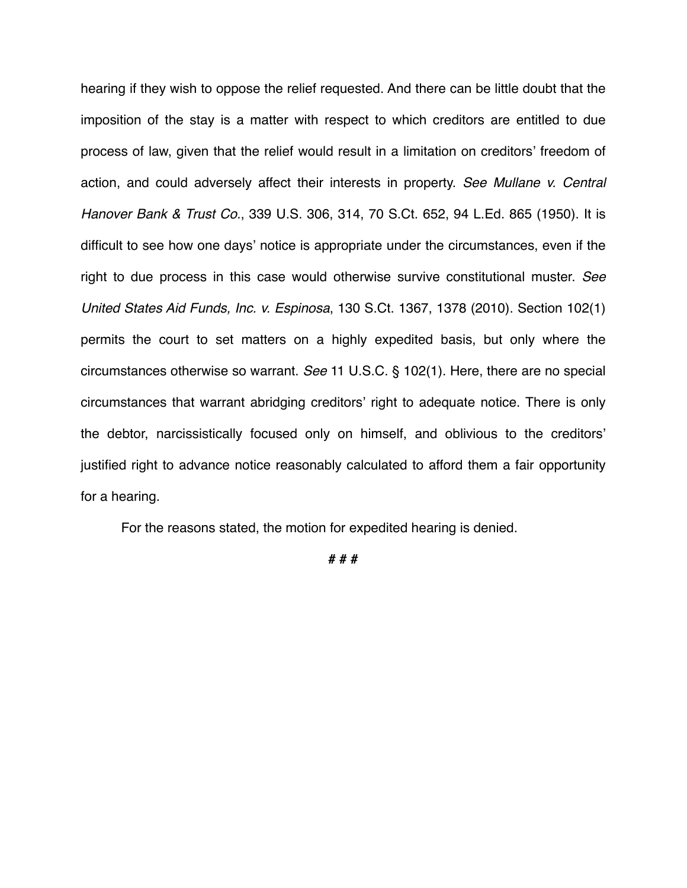hearing if they wish to oppose the relief requested. And there can be little doubt that the imposition of the stay is a matter with respect to which creditors are entitled to due process of law, given that the relief would result in a limitation on creditors' freedom of action, and could adversely affect their interests in property. *See Mullane v. Central Hanover Bank & Trust Co.*, 339 U.S. 306, 314, 70 S.Ct. 652, 94 L.Ed. 865 (1950). It is difficult to see how one days' notice is appropriate under the circumstances, even if the right to due process in this case would otherwise survive constitutional muster. *See United States Aid Funds, Inc. v. Espinosa*, 130 S.Ct. 1367, 1378 (2010). Section 102(1) permits the court to set matters on a highly expedited basis, but only where the circumstances otherwise so warrant. *See* 11 U.S.C. § 102(1). Here, there are no special circumstances that warrant abridging creditors' right to adequate notice. There is only the debtor, narcissistically focused only on himself, and oblivious to the creditors' justified right to advance notice reasonably calculated to afford them a fair opportunity for a hearing.

For the reasons stated, the motion for expedited hearing is denied.

**# # #**